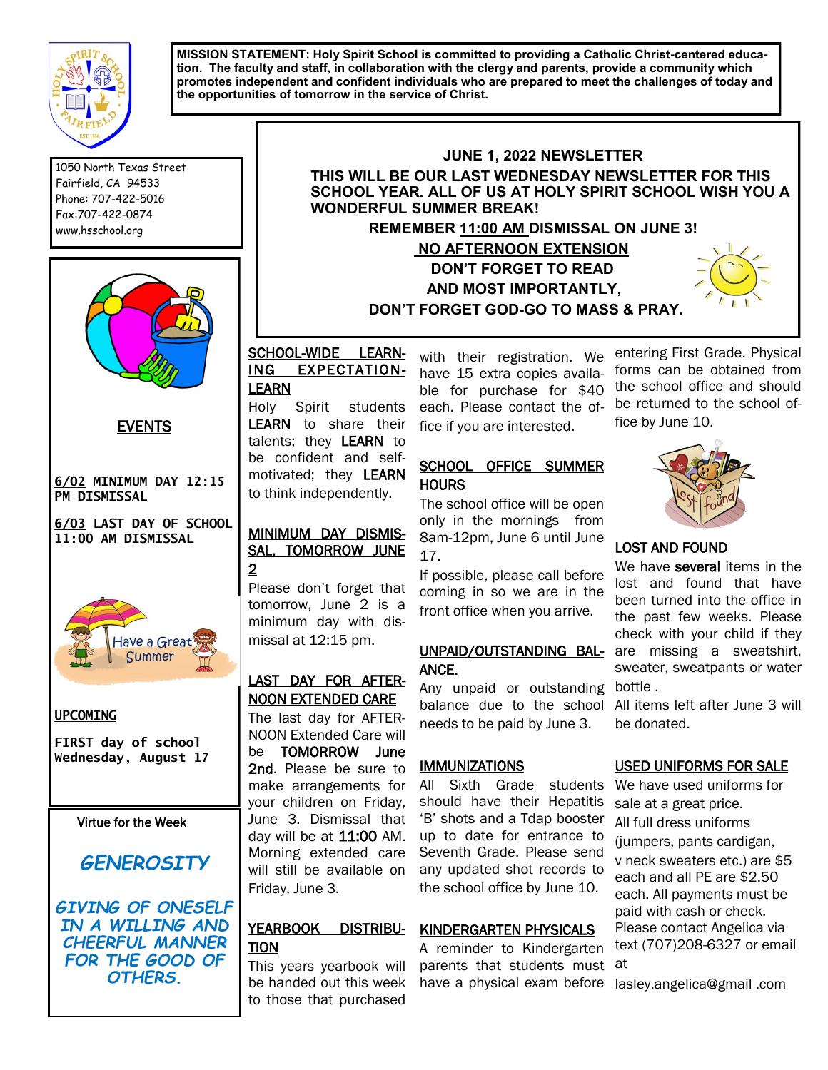**MISSION STATEMENT: Holy Spirit School is committed to providing a Catholic Christ-centered education. The faculty and staff, in collaboration with the clergy and parents, provide a community which promotes independent and confident individuals who are prepared to meet the challenges of today and the opportunities of tomorrow in the service of Christ.**

1050 North Texas Street
Fairfield, CA 94533
Phone: 707-422-5016
Fax:707-422-0874
www.hsschool.org

## JUNE 1, 2022 NEWSLETTER

**THIS WILL BE OUR LAST WEDNESDAY NEWSLETTER FOR THIS SCHOOL YEAR. ALL OF US AT HOLY SPIRIT SCHOOL WISH YOU A WONDERFUL SUMMER BREAK!**

**REMEMBER 11:00 AM DISMISSAL ON JUNE 3!**

**NO AFTERNOON EXTENSION**

**DON'T FORGET TO READ**

**AND MOST IMPORTANTLY,**

**DON'T FORGET GOD-GO TO MASS & PRAY.**

### EVENTS

**6/02 MINIMUM DAY 12:15 PM DISMISSAL**

**6/03 LAST DAY OF SCHOOL 11:00 AM DISMISSAL**

Have a Great Summer

### UPCOMING

**FIRST day of school Wednesday, August 17**

### Virtue for the Week

***GENEROSITY***

***GIVING OF ONESELF IN A WILLING AND CHEERFUL MANNER FOR THE GOOD OF OTHERS.***

### SCHOOL-WIDE LEARNING EXPECTATION-LEARN

Holy Spirit students **LEARN** to share their talents; they **LEARN** to be confident and self-motivated; they **LEARN** to think independently.

### MINIMUM DAY DISMISSAL, TOMORROW JUNE 2

Please don't forget that tomorrow, June 2 is a minimum day with dismissal at 12:15 pm.

### LAST DAY FOR AFTERNOON EXTENDED CARE

The last day for AFTERNOON Extended Care will be **TOMORROW June 2nd**. Please be sure to make arrangements for your children on Friday, June 3. Dismissal that day will be at 11:00 AM. Morning extended care will still be available on Friday, June 3.

### YEARBOOK DISTRIBUTION

This years yearbook will be handed out this week to those that purchased with their registration. We have 15 extra copies available for purchase for $40 each. Please contact the office if you are interested.

### SCHOOL OFFICE SUMMER HOURS

The school office will be open only in the mornings from 8am-12pm, June 6 until June 17.

If possible, please call before coming in so we are in the front office when you arrive.

### UNPAID/OUTSTANDING BALANCE.

Any unpaid or outstanding balance due to the school needs to be paid by June 3.

### IMMUNIZATIONS

All Sixth Grade students should have their Hepatitis 'B' shots and a Tdap booster up to date for entrance to Seventh Grade. Please send any updated shot records to the school office by June 10.

### KINDERGARTEN PHYSICALS

A reminder to Kindergarten parents that students must have a physical exam before entering First Grade. Physical forms can be obtained from the school office and should be returned to the school office by June 10.

### LOST AND FOUND

We have **several** items in the lost and found that have been turned into the office in the past few weeks. Please check with your child if they are missing a sweatshirt, sweater, sweatpants or water bottle .

All items left after June 3 will be donated.

### USED UNIFORMS FOR SALE

We have used uniforms for sale at a great price.

All full dress uniforms (jumpers, pants cardigan, v neck sweaters etc.) are $5 each and all PE are $2.50 each. All payments must be paid with cash or check.

Please contact Angelica via text (707)208-6327 or email at lasley.angelica@gmail .com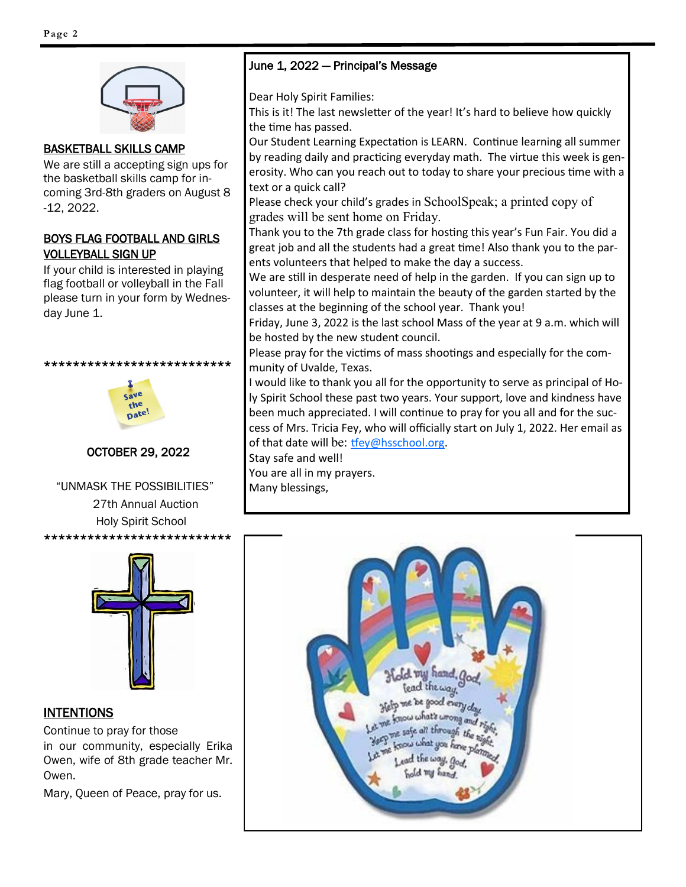## BASKETBALL SKILLS CAMP

We are still a accepting sign ups for the basketball skills camp for incoming 3rd-8th graders on August 8-12, 2022.

## BOYS FLAG FOOTBALL AND GIRLS VOLLEYBALL SIGN UP

If your child is interested in playing flag football or volleyball in the Fall please turn in your form by Wednesday June 1.

***************************

Save the Date!

OCTOBER 29, 2022

"UNMASK THE POSSIBILITIES"
27th Annual Auction
Holy Spirit School

***************************

## INTENTIONS

Continue to pray for those in our community, especially Erika Owen, wife of 8th grade teacher Mr. Owen.

Mary, Queen of Peace, pray for us.

## June 1, 2022 — Principal's Message

Dear Holy Spirit Families:

This is it! The last newsletter of the year! It's hard to believe how quickly the time has passed.

Our Student Learning Expectation is LEARN. Continue learning all summer by reading daily and practicing everyday math. The virtue this week is generosity. Who can you reach out to today to share your precious time with a text or a quick call?

Please check your child's grades in SchoolSpeak; a printed copy of grades will be sent home on Friday.

Thank you to the 7th grade class for hosting this year's Fun Fair. You did a great job and all the students had a great time! Also thank you to the parents volunteers that helped to make the day a success.

We are still in desperate need of help in the garden. If you can sign up to volunteer, it will help to maintain the beauty of the garden started by the classes at the beginning of the school year. Thank you!

Friday, June 3, 2022 is the last school Mass of the year at 9 a.m. which will be hosted by the new student council.

Please pray for the victims of mass shootings and especially for the community of Uvalde, Texas.

I would like to thank you all for the opportunity to serve as principal of Holy Spirit School these past two years. Your support, love and kindness have been much appreciated. I will continue to pray for you all and for the success of Mrs. Tricia Fey, who will officially start on July 1, 2022. Her email as of that date will be: tfey@hsschool.org.

Stay safe and well!

You are all in my prayers.

Many blessings,

Hold my hand, God,
lead the way.
Help me be good every day.
Let me know what's wrong and right,
Keep me safe all through the night.
Let me know what you have planned.
Lead the way, God,
hold my hand.